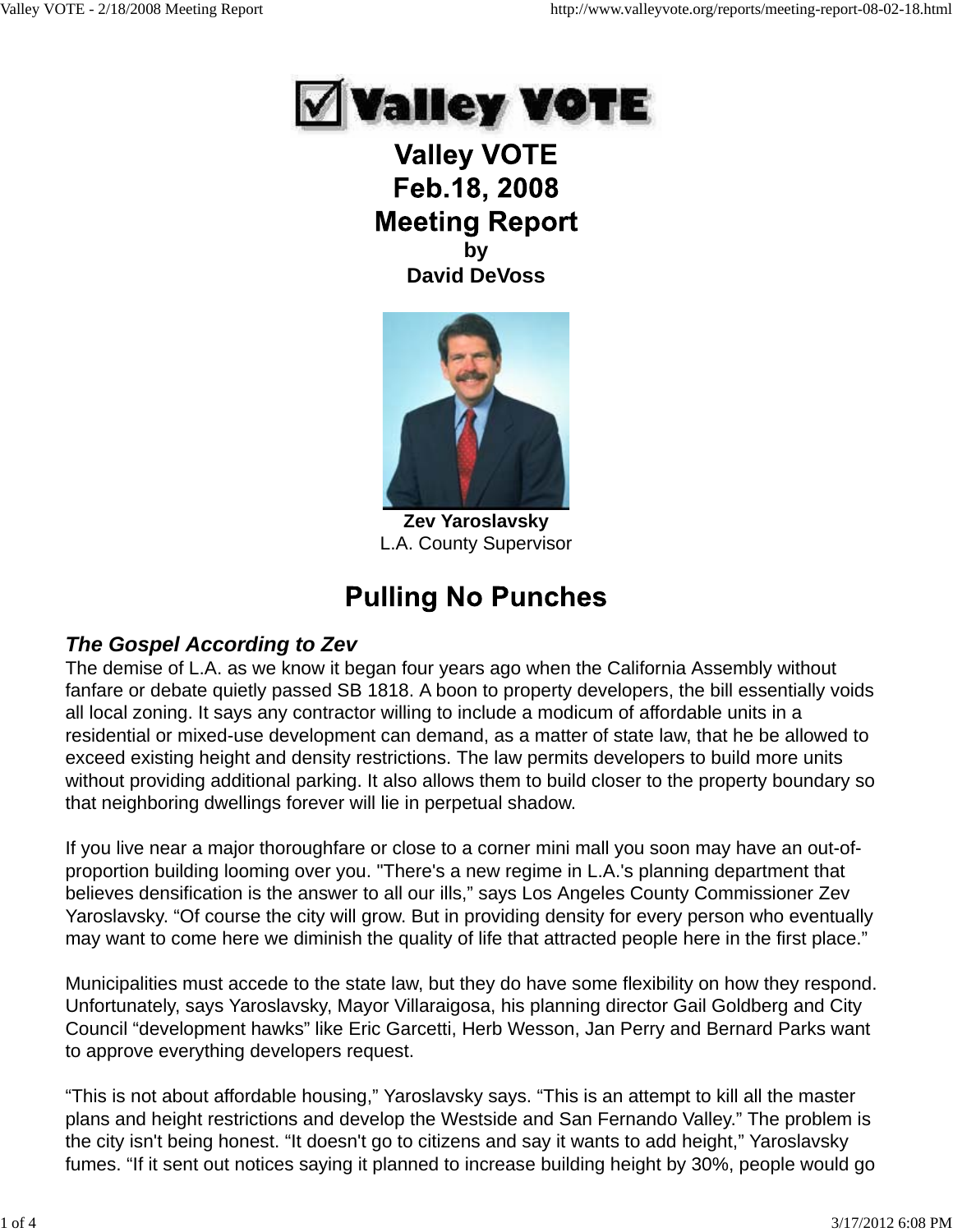# Valley VOTE Feb.18, 2008 Meeting Report

**by**
**David DeVoss**

**Zev Yaroslavsky**
L.A. County Supervisor

## Pulling No Punches

### *The Gospel According to Zev*

The demise of L.A. as we know it began four years ago when the California Assembly without fanfare or debate quietly passed SB 1818. A boon to property developers, the bill essentially voids all local zoning. It says any contractor willing to include a modicum of affordable units in a residential or mixed-use development can demand, as a matter of state law, that he be allowed to exceed existing height and density restrictions. The law permits developers to build more units without providing additional parking. It also allows them to build closer to the property boundary so that neighboring dwellings forever will lie in perpetual shadow.

If you live near a major thoroughfare or close to a corner mini mall you soon may have an out-of-proportion building looming over you. "There's a new regime in L.A.'s planning department that believes densification is the answer to all our ills," says Los Angeles County Commissioner Zev Yaroslavsky. "Of course the city will grow. But in providing density for every person who eventually may want to come here we diminish the quality of life that attracted people here in the first place."

Municipalities must accede to the state law, but they do have some flexibility on how they respond. Unfortunately, says Yaroslavsky, Mayor Villaraigosa, his planning director Gail Goldberg and City Council "development hawks" like Eric Garcetti, Herb Wesson, Jan Perry and Bernard Parks want to approve everything developers request.

"This is not about affordable housing," Yaroslavsky says. "This is an attempt to kill all the master plans and height restrictions and develop the Westside and San Fernando Valley." The problem is the city isn't being honest. "It doesn't go to citizens and say it wants to add height," Yaroslavsky fumes. "If it sent out notices saying it planned to increase building height by 30%, people would go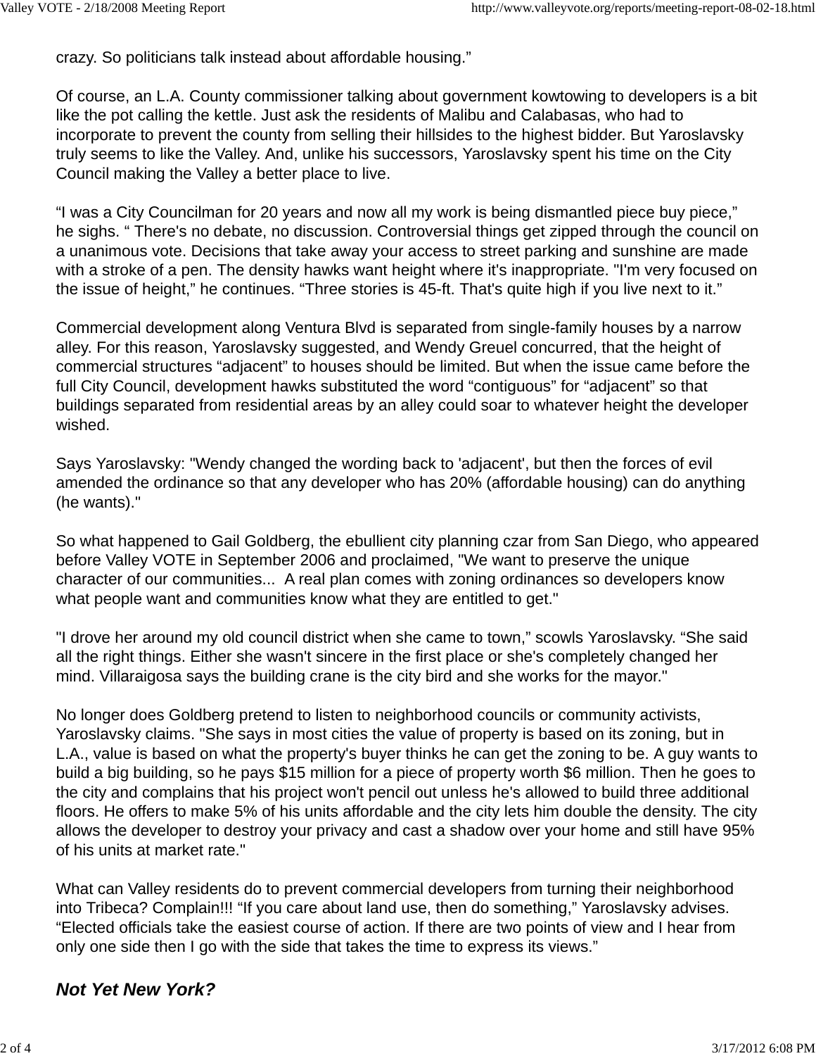crazy. So politicians talk instead about affordable housing."

Of course, an L.A. County commissioner talking about government kowtowing to developers is a bit like the pot calling the kettle. Just ask the residents of Malibu and Calabasas, who had to incorporate to prevent the county from selling their hillsides to the highest bidder. But Yaroslavsky truly seems to like the Valley. And, unlike his successors, Yaroslavsky spent his time on the City Council making the Valley a better place to live.

"I was a City Councilman for 20 years and now all my work is being dismantled piece buy piece," he sighs. " There's no debate, no discussion. Controversial things get zipped through the council on a unanimous vote. Decisions that take away your access to street parking and sunshine are made with a stroke of a pen. The density hawks want height where it's inappropriate. "I'm very focused on the issue of height," he continues. "Three stories is 45-ft. That's quite high if you live next to it."

Commercial development along Ventura Blvd is separated from single-family houses by a narrow alley. For this reason, Yaroslavsky suggested, and Wendy Greuel concurred, that the height of commercial structures "adjacent" to houses should be limited. But when the issue came before the full City Council, development hawks substituted the word "contiguous" for "adjacent" so that buildings separated from residential areas by an alley could soar to whatever height the developer wished.

Says Yaroslavsky: "Wendy changed the wording back to 'adjacent', but then the forces of evil amended the ordinance so that any developer who has 20% (affordable housing) can do anything (he wants)."

So what happened to Gail Goldberg, the ebullient city planning czar from San Diego, who appeared before Valley VOTE in September 2006 and proclaimed, "We want to preserve the unique character of our communities... A real plan comes with zoning ordinances so developers know what people want and communities know what they are entitled to get."

"I drove her around my old council district when she came to town," scowls Yaroslavsky. "She said all the right things. Either she wasn't sincere in the first place or she's completely changed her mind. Villaraigosa says the building crane is the city bird and she works for the mayor."

No longer does Goldberg pretend to listen to neighborhood councils or community activists, Yaroslavsky claims. "She says in most cities the value of property is based on its zoning, but in L.A., value is based on what the property's buyer thinks he can get the zoning to be. A guy wants to build a big building, so he pays $15 million for a piece of property worth $6 million. Then he goes to the city and complains that his project won't pencil out unless he's allowed to build three additional floors. He offers to make 5% of his units affordable and the city lets him double the density. The city allows the developer to destroy your privacy and cast a shadow over your home and still have 95% of his units at market rate."

What can Valley residents do to prevent commercial developers from turning their neighborhood into Tribeca? Complain!!! "If you care about land use, then do something," Yaroslavsky advises. "Elected officials take the easiest course of action. If there are two points of view and I hear from only one side then I go with the side that takes the time to express its views."

### ***Not Yet New York?***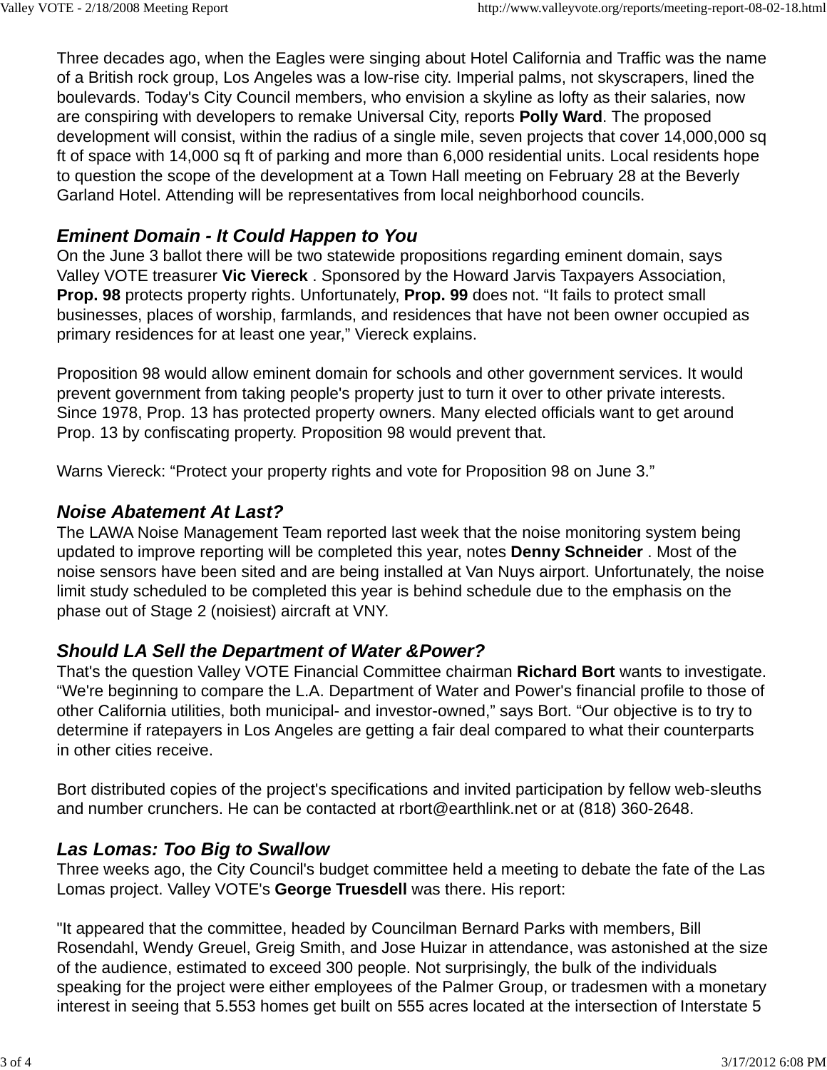Three decades ago, when the Eagles were singing about Hotel California and Traffic was the name of a British rock group, Los Angeles was a low-rise city. Imperial palms, not skyscrapers, lined the boulevards. Today's City Council members, who envision a skyline as lofty as their salaries, now are conspiring with developers to remake Universal City, reports **Polly Ward**. The proposed development will consist, within the radius of a single mile, seven projects that cover 14,000,000 sq ft of space with 14,000 sq ft of parking and more than 6,000 residential units. Local residents hope to question the scope of the development at a Town Hall meeting on February 28 at the Beverly Garland Hotel. Attending will be representatives from local neighborhood councils.

### *Eminent Domain - It Could Happen to You*

On the June 3 ballot there will be two statewide propositions regarding eminent domain, says Valley VOTE treasurer **Vic Viereck** . Sponsored by the Howard Jarvis Taxpayers Association, **Prop. 98** protects property rights. Unfortunately, **Prop. 99** does not. “It fails to protect small businesses, places of worship, farmlands, and residences that have not been owner occupied as primary residences for at least one year,” Viereck explains.

Proposition 98 would allow eminent domain for schools and other government services. It would prevent government from taking people's property just to turn it over to other private interests. Since 1978, Prop. 13 has protected property owners. Many elected officials want to get around Prop. 13 by confiscating property. Proposition 98 would prevent that.

Warns Viereck: “Protect your property rights and vote for Proposition 98 on June 3.”

### *Noise Abatement At Last?*

The LAWA Noise Management Team reported last week that the noise monitoring system being updated to improve reporting will be completed this year, notes **Denny Schneider** . Most of the noise sensors have been sited and are being installed at Van Nuys airport. Unfortunately, the noise limit study scheduled to be completed this year is behind schedule due to the emphasis on the phase out of Stage 2 (noisiest) aircraft at VNY.

### *Should LA Sell the Department of Water &Power?*

That's the question Valley VOTE Financial Committee chairman **Richard Bort** wants to investigate. “We're beginning to compare the L.A. Department of Water and Power's financial profile to those of other California utilities, both municipal- and investor-owned,” says Bort. “Our objective is to try to determine if ratepayers in Los Angeles are getting a fair deal compared to what their counterparts in other cities receive.

Bort distributed copies of the project's specifications and invited participation by fellow web-sleuths and number crunchers. He can be contacted at rbort@earthlink.net or at (818) 360-2648.

### *Las Lomas: Too Big to Swallow*

Three weeks ago, the City Council's budget committee held a meeting to debate the fate of the Las Lomas project. Valley VOTE's **George Truesdell** was there. His report:

"It appeared that the committee, headed by Councilman Bernard Parks with members, Bill Rosendahl, Wendy Greuel, Greig Smith, and Jose Huizar in attendance, was astonished at the size of the audience, estimated to exceed 300 people. Not surprisingly, the bulk of the individuals speaking for the project were either employees of the Palmer Group, or tradesmen with a monetary interest in seeing that 5.553 homes get built on 555 acres located at the intersection of Interstate 5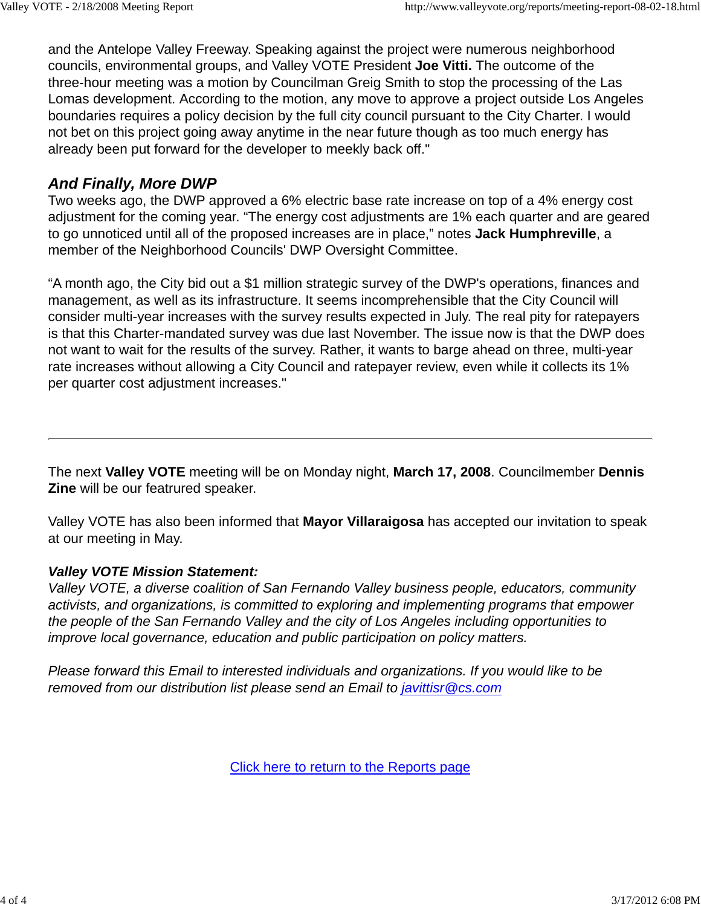and the Antelope Valley Freeway. Speaking against the project were numerous neighborhood councils, environmental groups, and Valley VOTE President **Joe Vitti.** The outcome of the three-hour meeting was a motion by Councilman Greig Smith to stop the processing of the Las Lomas development. According to the motion, any move to approve a project outside Los Angeles boundaries requires a policy decision by the full city council pursuant to the City Charter. I would not bet on this project going away anytime in the near future though as too much energy has already been put forward for the developer to meekly back off."

### *And Finally, More DWP*

Two weeks ago, the DWP approved a 6% electric base rate increase on top of a 4% energy cost adjustment for the coming year. “The energy cost adjustments are 1% each quarter and are geared to go unnoticed until all of the proposed increases are in place,” notes **Jack Humphreville**, a member of the Neighborhood Councils' DWP Oversight Committee.

“A month ago, the City bid out a $1 million strategic survey of the DWP's operations, finances and management, as well as its infrastructure. It seems incomprehensible that the City Council will consider multi-year increases with the survey results expected in July. The real pity for ratepayers is that this Charter-mandated survey was due last November. The issue now is that the DWP does not want to wait for the results of the survey. Rather, it wants to barge ahead on three, multi-year rate increases without allowing a City Council and ratepayer review, even while it collects its 1% per quarter cost adjustment increases."

---

The next **Valley VOTE** meeting will be on Monday night, **March 17, 2008**. Councilmember **Dennis Zine** will be our featrured speaker.

Valley VOTE has also been informed that **Mayor Villaraigosa** has accepted our invitation to speak at our meeting in May.

***Valley VOTE Mission Statement:***
*Valley VOTE, a diverse coalition of San Fernando Valley business people, educators, community activists, and organizations, is committed to exploring and implementing programs that empower the people of the San Fernando Valley and the city of Los Angeles including opportunities to improve local governance, education and public participation on policy matters.*

*Please forward this Email to interested individuals and organizations. If you would like to be removed from our distribution list please send an Email to javittisr@cs.com*

Click here to return to the Reports page